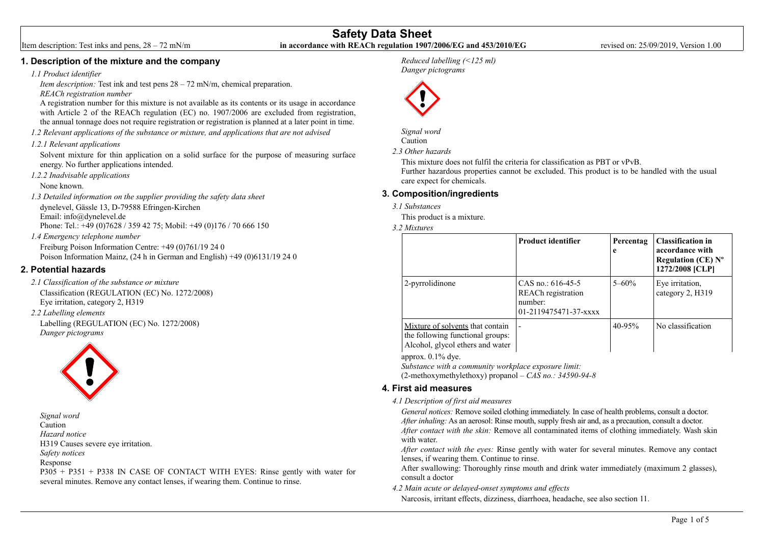# Safety Data Sheet

Item description: Test inks and pens, 28 – 72 mN/m **in accordance with REACh regulation 1907/2006/EG and 453/2010/EG** revised on: 25/09/2019, Version 1.00

## 1. Description of the mixture and the company

*1.1 Product identifier*

*Item description:* Test ink and test pens 28 – 72 mN/m, chemical preparation.

*REACh registration number*

A registration number for this mixture is not available as its contents or its usage in accordance with Article 2 of the REACh regulation (EC) no. 1907/2006 are excluded from registration, the annual tonnage does not require registration or registration is planned at a later point in time.

*1.2 Relevant applications of the substance or mixture, and applications that are not advised*

*1.2.1 Relevant applications*

Solvent mixture for thin application on a solid surface for the purpose of measuring surface energy. No further applications intended.

*1.2.2 Inadvisable applications*

None known.

*1.3 Detailed information on the supplier providing the safety data sheet*

dynelevel, Gässle 13, D-79588 Efringen-Kirchen
Email: info@dynelevel.de
Phone: Tel.: +49 (0)7628 / 359 42 75; Mobil: +49 (0)176 / 70 666 150

*1.4 Emergency telephone number*

Freiburg Poison Information Centre: +49 (0)761/19 24 0
Poison Information Mainz, (24 h in German and English) +49 (0)6131/19 24 0

## 2. Potential hazards

*2.1 Classification of the substance or mixture*

Classification (REGULATION (EC) No. 1272/2008)
Eye irritation, category 2, H319

*2.2 Labelling elements*

Labelling (REGULATION (EC) No. 1272/2008)

*Danger pictograms*

*Signal word*

Caution

*Hazard notice*

H319 Causes severe eye irritation.

*Safety notices*

Response

P305 + P351 + P338 IN CASE OF CONTACT WITH EYES: Rinse gently with water for several minutes. Remove any contact lenses, if wearing them. Continue to rinse.

*Reduced labelling (<125 ml)*

*Danger pictograms*

*Signal word*

Caution

*2.3 Other hazards*

This mixture does not fulfil the criteria for classification as PBT or vPvB.
Further hazardous properties cannot be excluded. This product is to be handled with the usual care expect for chemicals.

## 3. Composition/ingredients

*3.1 Substances*

This product is a mixture.

*3.2 Mixtures*

| | Product identifier | Percentage | Classification in accordance with Regulation (CE) Nº 1272/2008 [CLP] |
|---|---|---|---|
| 2-pyrrolidinone | CAS no.: 616-45-5 REACh registration number: 01-2119475471-37-xxxx | 5–60% | Eye irritation, category 2, H319 |
| Mixture of solvents that contain the following functional groups: Alcohol, glycol ethers and water | - | 40-95% | No classification |

approx. 0.1% dye.

*Substance with a community workplace exposure limit:*

(2-methoxymethylethoxy) propanol – *CAS no.: 34590-94-8*

## 4. First aid measures

*4.1 Description of first aid measures*

*General notices:* Remove soiled clothing immediately. In case of health problems, consult a doctor.

*After inhaling:* As an aerosol: Rinse mouth, supply fresh air and, as a precaution, consult a doctor.

*After contact with the skin:* Remove all contaminated items of clothing immediately. Wash skin with water.

*After contact with the eyes:* Rinse gently with water for several minutes. Remove any contact lenses, if wearing them. Continue to rinse.

After swallowing: Thoroughly rinse mouth and drink water immediately (maximum 2 glasses), consult a doctor

*4.2 Main acute or delayed-onset symptoms and effects*

Narcosis, irritant effects, dizziness, diarrhoea, headache, see also section 11.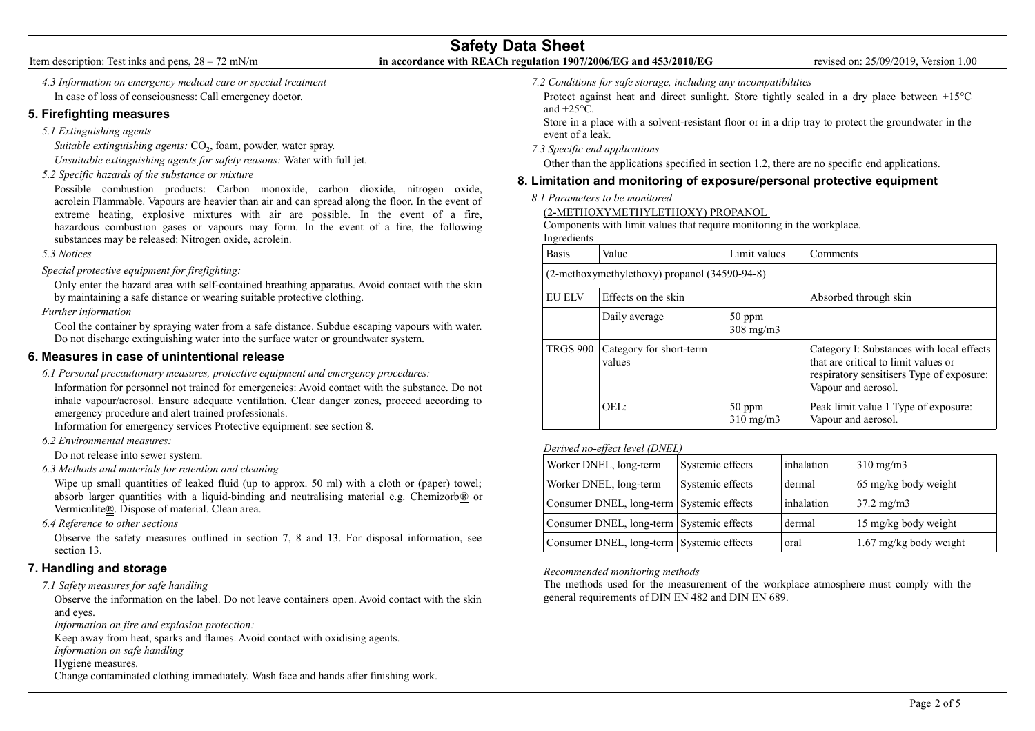*4.3 Information on emergency medical care or special treatment*

In case of loss of consciousness: Call emergency doctor.

## 5. Firefighting measures

*5.1 Extinguishing agents*

*Suitable extinguishing agents:* $CO_2$, foam, powder, water spray.

*Unsuitable extinguishing agents for safety reasons:* Water with full jet.

*5.2 Specific hazards of the substance or mixture*

Possible combustion products: Carbon monoxide, carbon dioxide, nitrogen oxide, acrolein Flammable. Vapours are heavier than air and can spread along the floor. In the event of extreme heating, explosive mixtures with air are possible. In the event of a fire, hazardous combustion gases or vapours may form. In the event of a fire, the following substances may be released: Nitrogen oxide, acrolein.

*5.3 Notices*

*Special protective equipment for firefighting:*

Only enter the hazard area with self-contained breathing apparatus. Avoid contact with the skin by maintaining a safe distance or wearing suitable protective clothing.

*Further information*

Cool the container by spraying water from a safe distance. Subdue escaping vapours with water. Do not discharge extinguishing water into the surface water or groundwater system.

## 6. Measures in case of unintentional release

*6.1 Personal precautionary measures, protective equipment and emergency procedures:*

Information for personnel not trained for emergencies: Avoid contact with the substance. Do not inhale vapour/aerosol. Ensure adequate ventilation. Clear danger zones, proceed according to emergency procedure and alert trained professionals.

Information for emergency services Protective equipment: see section 8.

*6.2 Environmental measures:*

Do not release into sewer system.

*6.3 Methods and materials for retention and cleaning*

Wipe up small quantities of leaked fluid (up to approx. 50 ml) with a cloth or (paper) towel; absorb larger quantities with a liquid-binding and neutralising material e.g. Chemizorb® or Vermiculite®. Dispose of material. Clean area.

*6.4 Reference to other sections*

Observe the safety measures outlined in section 7, 8 and 13. For disposal information, see section 13.

## 7. Handling and storage

*7.1 Safety measures for safe handling*

Observe the information on the label. Do not leave containers open. Avoid contact with the skin and eyes.

*Information on fire and explosion protection:*

Keep away from heat, sparks and flames. Avoid contact with oxidising agents.

*Information on safe handling*

Hygiene measures.

Change contaminated clothing immediately. Wash face and hands after finishing work.

*7.2 Conditions for safe storage, including any incompatibilities*

Protect against heat and direct sunlight. Store tightly sealed in a dry place between +15°C and +25°C.

Store in a place with a solvent-resistant floor or in a drip tray to protect the groundwater in the event of a leak.

*7.3 Specific end applications*

Other than the applications specified in section 1.2, there are no specific end applications.

## 8. Limitation and monitoring of exposure/personal protective equipment

*8.1 Parameters to be monitored*

(2-METHOXYMETHYLETHOXY) PROPANOL

Components with limit values that require monitoring in the workplace.

Ingredients

| Basis | Value | Limit values | Comments |
|---|---|---|---|
| (2-methoxymethylethoxy) propanol (34590-94-8) | | | |
| EU ELV | Effects on the skin | | Absorbed through skin |
| | Daily average | 50 ppm 308 mg/m3 | |
| TRGS 900 | Category for short-term values | | Category I: Substances with local effects that are critical to limit values or respiratory sensitisers Type of exposure: Vapour and aerosol. |
| | OEL: | 50 ppm 310 mg/m3 | Peak limit value 1 Type of exposure: Vapour and aerosol. |

*Derived no-effect level (DNEL)*

| Worker DNEL, long-term | Systemic effects | inhalation | 310 mg/m3 |
|---|---|---|---|
| Worker DNEL, long-term | Systemic effects | dermal | 65 mg/kg body weight |
| Consumer DNEL, long-term | Systemic effects | inhalation | 37.2 mg/m3 |
| Consumer DNEL, long-term | Systemic effects | dermal | 15 mg/kg body weight |
| Consumer DNEL, long-term | Systemic effects | oral | 1.67 mg/kg body weight |

*Recommended monitoring methods*

The methods used for the measurement of the workplace atmosphere must comply with the general requirements of DIN EN 482 and DIN EN 689.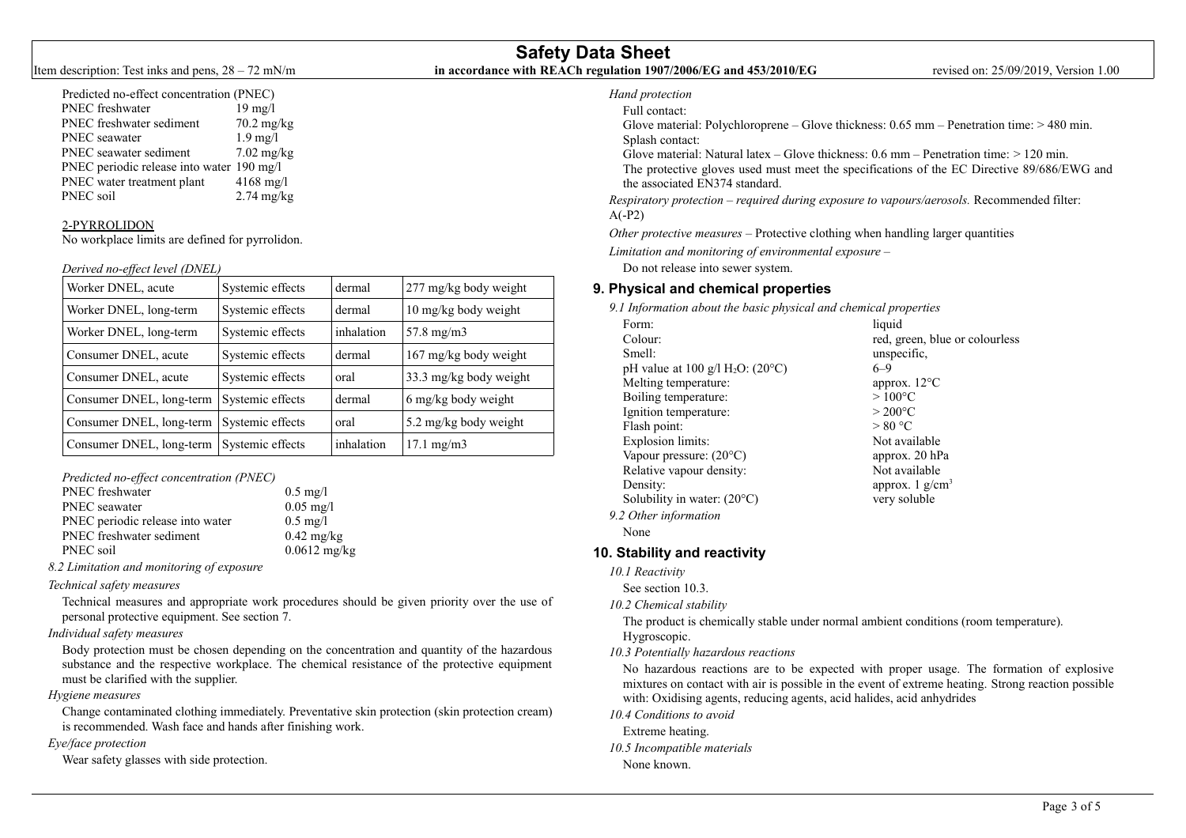Predicted no-effect concentration (PNEC)

| | |
|---|---|
| PNEC freshwater | 19 mg/l |
| PNEC freshwater sediment | 70.2 mg/kg |
| PNEC seawater | 1.9 mg/l |
| PNEC seawater sediment | 7.02 mg/kg |
| PNEC periodic release into water | 190 mg/l |
| PNEC water treatment plant | 4168 mg/l |
| PNEC soil | 2.74 mg/kg |

2-PYRROLIDON

No workplace limits are defined for pyrrolidon.

*Derived no-effect level (DNEL)*

| | | | |
|---|---|---|---|
| Worker DNEL, acute | Systemic effects | dermal | 277 mg/kg body weight |
| Worker DNEL, long-term | Systemic effects | dermal | 10 mg/kg body weight |
| Worker DNEL, long-term | Systemic effects | inhalation | 57.8 mg/m3 |
| Consumer DNEL, acute | Systemic effects | dermal | 167 mg/kg body weight |
| Consumer DNEL, acute | Systemic effects | oral | 33.3 mg/kg body weight |
| Consumer DNEL, long-term | Systemic effects | dermal | 6 mg/kg body weight |
| Consumer DNEL, long-term | Systemic effects | oral | 5.2 mg/kg body weight |
| Consumer DNEL, long-term | Systemic effects | inhalation | 17.1 mg/m3 |

*Predicted no-effect concentration (PNEC)*

| | |
|---|---|
| PNEC freshwater | 0.5 mg/l |
| PNEC seawater | 0.05 mg/l |
| PNEC periodic release into water | 0.5 mg/l |
| PNEC freshwater sediment | 0.42 mg/kg |
| PNEC soil | 0.0612 mg/kg |

*8.2 Limitation and monitoring of exposure*

*Technical safety measures*

Technical measures and appropriate work procedures should be given priority over the use of personal protective equipment. See section 7.

*Individual safety measures*

Body protection must be chosen depending on the concentration and quantity of the hazardous substance and the respective workplace. The chemical resistance of the protective equipment must be clarified with the supplier.

*Hygiene measures*

Change contaminated clothing immediately. Preventative skin protection (skin protection cream) is recommended. Wash face and hands after finishing work.

*Eye/face protection*

Wear safety glasses with side protection.

*Hand protection*

Full contact:
Glove material: Polychloroprene – Glove thickness: 0.65 mm – Penetration time: > 480 min.
Splash contact:
Glove material: Natural latex – Glove thickness: 0.6 mm – Penetration time: > 120 min.
The protective gloves used must meet the specifications of the EC Directive 89/686/EWG and the associated EN374 standard.

*Respiratory protection – required during exposure to vapours/aerosols.* Recommended filter: A(-P2)

*Other protective measures* – Protective clothing when handling larger quantities

*Limitation and monitoring of environmental exposure* –

Do not release into sewer system.

## 9. Physical and chemical properties

*9.1 Information about the basic physical and chemical properties*

| | |
|---|---|
| Form: | liquid |
| Colour: | red, green, blue or colourless |
| Smell: | unspecific, |
| pH value at 100 g/l $H_2O$: (20°C) | 6–9 |
| Melting temperature: | approx. 12°C |
| Boiling temperature: | > 100°C |
| Ignition temperature: | > 200°C |
| Flash point: | > 80 °C |
| Explosion limits: | Not available |
| Vapour pressure: (20°C) | approx. 20 hPa |
| Relative vapour density: | Not available |
| Density: | approx. 1 g/cm$^3$ |
| Solubility in water: (20°C) | very soluble |

*9.2 Other information*

None

## 10. Stability and reactivity

*10.1 Reactivity*

See section 10.3.

*10.2 Chemical stability*

The product is chemically stable under normal ambient conditions (room temperature). Hygroscopic.

*10.3 Potentially hazardous reactions*

No hazardous reactions are to be expected with proper usage. The formation of explosive mixtures on contact with air is possible in the event of extreme heating. Strong reaction possible with: Oxidising agents, reducing agents, acid halides, acid anhydrides

*10.4 Conditions to avoid*

Extreme heating.

*10.5 Incompatible materials*

None known.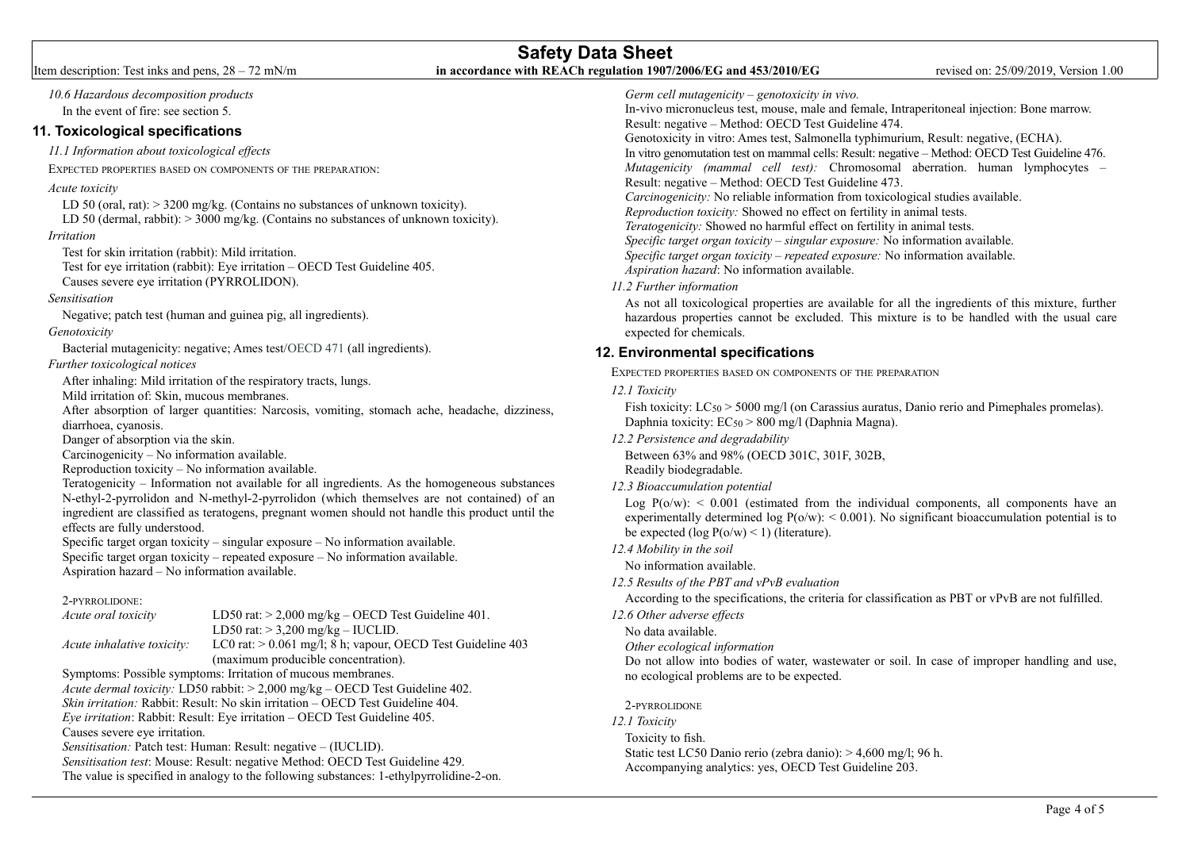*10.6 Hazardous decomposition products*

In the event of fire: see section 5.

## 11. Toxicological specifications

*11.1 Information about toxicological effects*

EXPECTED PROPERTIES BASED ON COMPONENTS OF THE PREPARATION:

*Acute toxicity*

LD 50 (oral, rat): > 3200 mg/kg. (Contains no substances of unknown toxicity).
LD 50 (dermal, rabbit): > 3000 mg/kg. (Contains no substances of unknown toxicity).

*Irritation*

Test for skin irritation (rabbit): Mild irritation.
Test for eye irritation (rabbit): Eye irritation – OECD Test Guideline 405.
Causes severe eye irritation (PYRROLIDON).

*Sensitisation*

Negative; patch test (human and guinea pig, all ingredients).

*Genotoxicity*

Bacterial mutagenicity: negative; Ames test/OECD 471 (all ingredients).

*Further toxicological notices*

After inhaling: Mild irritation of the respiratory tracts, lungs.
Mild irritation of: Skin, mucous membranes.
After absorption of larger quantities: Narcosis, vomiting, stomach ache, headache, dizziness, diarrhoea, cyanosis.
Danger of absorption via the skin.
Carcinogenicity – No information available.
Reproduction toxicity – No information available.
Teratogenicity – Information not available for all ingredients. As the homogeneous substances N-ethyl-2-pyrrolidon and N-methyl-2-pyrrolidon (which themselves are not contained) of an ingredient are classified as teratogens, pregnant women should not handle this product until the effects are fully understood.
Specific target organ toxicity – singular exposure – No information available.
Specific target organ toxicity – repeated exposure – No information available.
Aspiration hazard – No information available.

2-PYRROLIDONE:

| | |
|---|---|
| *Acute oral toxicity* | LD50 rat: > 2,000 mg/kg – OECD Test Guideline 401. |
| | LD50 rat: > 3,200 mg/kg – IUCLID. |
| *Acute inhalative toxicity:* | LC0 rat: > 0.061 mg/l; 8 h; vapour, OECD Test Guideline 403 (maximum producible concentration). |

Symptoms: Possible symptoms: Irritation of mucous membranes.
*Acute dermal toxicity:* LD50 rabbit: > 2,000 mg/kg – OECD Test Guideline 402.
*Skin irritation:* Rabbit: Result: No skin irritation – OECD Test Guideline 404.
*Eye irritation*: Rabbit: Result: Eye irritation – OECD Test Guideline 405.
Causes severe eye irritation.
*Sensitisation:* Patch test: Human: Result: negative – (IUCLID).
*Sensitisation test*: Mouse: Result: negative Method: OECD Test Guideline 429.
The value is specified in analogy to the following substances: 1-ethylpyrrolidine-2-on.
*Germ cell mutagenicity – genotoxicity in vivo.*
In-vivo micronucleus test, mouse, male and female, Intraperitoneal injection: Bone marrow.
Result: negative – Method: OECD Test Guideline 474.
Genotoxicity in vitro: Ames test, Salmonella typhimurium, Result: negative, (ECHA).
In vitro genomutation test on mammal cells: Result: negative – Method: OECD Test Guideline 476.
*Mutagenicity (mammal cell test):* Chromosomal aberration. human lymphocytes – Result: negative – Method: OECD Test Guideline 473.
*Carcinogenicity:* No reliable information from toxicological studies available.
*Reproduction toxicity:* Showed no effect on fertility in animal tests.
*Teratogenicity:* Showed no harmful effect on fertility in animal tests.
*Specific target organ toxicity – singular exposure:* No information available.
*Specific target organ toxicity – repeated exposure:* No information available.
*Aspiration hazard*: No information available.

*11.2 Further information*

As not all toxicological properties are available for all the ingredients of this mixture, further hazardous properties cannot be excluded. This mixture is to be handled with the usual care expected for chemicals.

## 12. Environmental specifications

EXPECTED PROPERTIES BASED ON COMPONENTS OF THE PREPARATION

*12.1 Toxicity*

Fish toxicity: $LC_{50}$ > 5000 mg/l (on Carassius auratus, Danio rerio and Pimephales promelas).
Daphnia toxicity: $EC_{50}$ > 800 mg/l (Daphnia Magna).

*12.2 Persistence and degradability*

Between 63% and 98% (OECD 301C, 301F, 302B,
Readily biodegradable.

*12.3 Bioaccumulation potential*

Log P(o/w): < 0.001 (estimated from the individual components, all components have an experimentally determined log P(o/w): < 0.001). No significant bioaccumulation potential is to be expected (log P(o/w) < 1) (literature).

*12.4 Mobility in the soil*

No information available.

*12.5 Results of the PBT and vPvB evaluation*

According to the specifications, the criteria for classification as PBT or vPvB are not fulfilled.

*12.6 Other adverse effects*

No data available.

*Other ecological information*

Do not allow into bodies of water, wastewater or soil. In case of improper handling and use, no ecological problems are to be expected.

2-PYRROLIDONE

*12.1 Toxicity*

Toxicity to fish.
Static test LC50 Danio rerio (zebra danio): > 4,600 mg/l; 96 h.
Accompanying analytics: yes, OECD Test Guideline 203.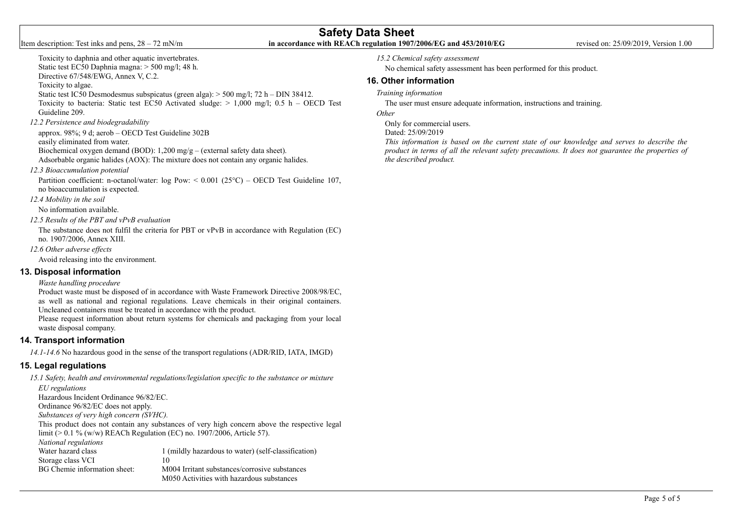Toxicity to daphnia and other aquatic invertebrates.
Static test EC50 Daphnia magna: > 500 mg/l; 48 h.
Directive 67/548/EWG, Annex V, C.2.
Toxicity to algae.
Static test IC50 Desmodesmus subspicatus (green alga): > 500 mg/l; 72 h – DIN 38412.
Toxicity to bacteria: Static test EC50 Activated sludge: > 1,000 mg/l; 0.5 h – OECD Test Guideline 209.

*12.2 Persistence and biodegradability*

approx. 98%; 9 d; aerob – OECD Test Guideline 302B
easily eliminated from water.
Biochemical oxygen demand (BOD): 1,200 mg/g – (external safety data sheet).
Adsorbable organic halides (AOX): The mixture does not contain any organic halides.

*12.3 Bioaccumulation potential*

Partition coefficient: n-octanol/water: log Pow: < 0.001 (25°C) – OECD Test Guideline 107, no bioaccumulation is expected.

*12.4 Mobility in the soil*

No information available.

*12.5 Results of the PBT and vPvB evaluation*

The substance does not fulfil the criteria for PBT or vPvB in accordance with Regulation (EC) no. 1907/2006, Annex XIII.

*12.6 Other adverse effects*

Avoid releasing into the environment.

## 13. Disposal information

*Waste handling procedure*

Product waste must be disposed of in accordance with Waste Framework Directive 2008/98/EC, as well as national and regional regulations. Leave chemicals in their original containers. Uncleaned containers must be treated in accordance with the product.
Please request information about return systems for chemicals and packaging from your local waste disposal company.

## 14. Transport information

*14.1-14.6* No hazardous good in the sense of the transport regulations (ADR/RID, IATA, IMGD)

## 15. Legal regulations

*15.1 Safety, health and environmental regulations/legislation specific to the substance or mixture*

*EU regulations*
Hazardous Incident Ordinance 96/82/EC.
Ordinance 96/82/EC does not apply.
*Substances of very high concern (SVHC).*
This product does not contain any substances of very high concern above the respective legal limit (> 0.1 % (w/w) REACh Regulation (EC) no. 1907/2006, Article 57).
*National regulations*

| | |
|---|---|
| Water hazard class | 1 (mildly hazardous to water) (self-classification) |
| Storage class VCI | 10 |
| BG Chemie information sheet: | M004 Irritant substances/corrosive substances<br>M050 Activities with hazardous substances |

*15.2 Chemical safety assessment*

No chemical safety assessment has been performed for this product.

## 16. Other information

*Training information*

The user must ensure adequate information, instructions and training.

*Other*

Only for commercial users.
Dated: 25/09/2019
*This information is based on the current state of our knowledge and serves to describe the product in terms of all the relevant safety precautions. It does not guarantee the properties of the described product.*